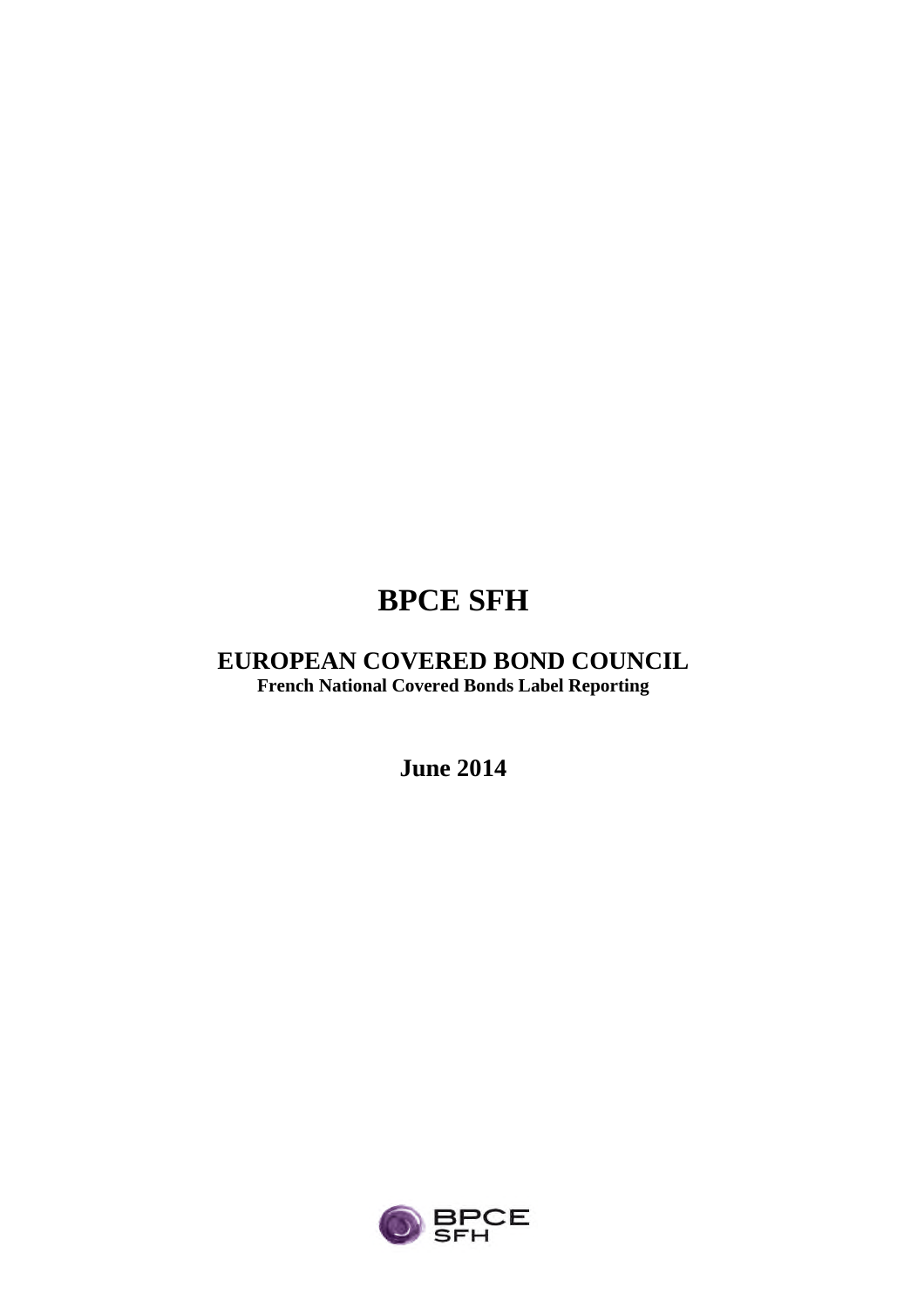# BPCE SFH

## EUROPEAN COVERED BOND COUNCIL

**French National Covered Bonds Label Reporting**

**June 2014**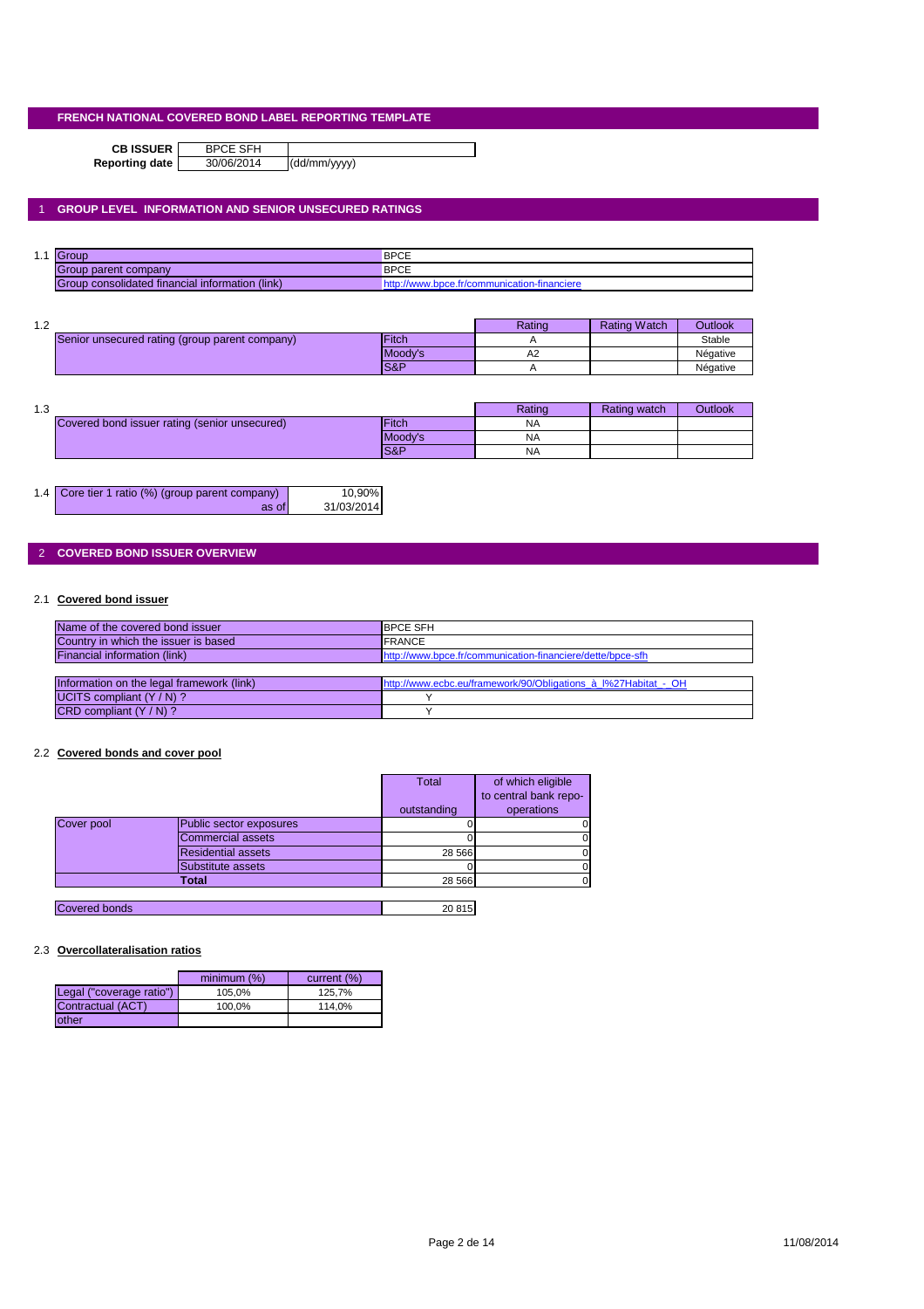# FRENCH NATIONAL COVERED BOND LABEL REPORTING TEMPLATE

| | | |
|---|---|---|
| **CB ISSUER** | BPCE SFH | |
| **Reporting date** | 30/06/2014 | (dd/mm/yyyy) |

## 1 GROUP LEVEL INFORMATION AND SENIOR UNSECURED RATINGS

1.1

| | |
|---|---|
| Group | BPCE |
| Group parent company | BPCE |
| Group consolidated financial information (link) | http://www.bpce.fr/communication-financiere |

1.2

| | | Rating | Rating Watch | Outlook |
|---|---|---|---|---|
| Senior unsecured rating (group parent company) | Fitch | A | | Stable |
| | Moody's | A2 | | Négative |
| | S&P | A | | Négative |

1.3

| | | Rating | Rating watch | Outlook |
|---|---|---|---|---|
| Covered bond issuer rating (senior unsecured) | Fitch | NA | | |
| | Moody's | NA | | |
| | S&P | NA | | |

1.4

| | |
|---|---|
| Core tier 1 ratio (%) (group parent company) | 10,90% |
| as of | 31/03/2014 |

## 2 COVERED BOND ISSUER OVERVIEW

### 2.1 Covered bond issuer

| | |
|---|---|
| Name of the covered bond issuer | BPCE SFH |
| Country in which the issuer is based | FRANCE |
| Financial information (link) | http://www.bpce.fr/communication-financiere/dette/bpce-sfh |

| | |
|---|---|
| Information on the legal framework (link) | http://www.ecbc.eu/framework/90/Obligations_à_l%27Habitat_-_OH |
| UCITS compliant (Y / N) ? | Y |
| CRD compliant (Y / N) ? | Y |

### 2.2 Covered bonds and cover pool

| | | Total outstanding | of which eligible to central bank repo-operations |
|---|---|---|---|
| Cover pool | Public sector exposures | 0 | 0 |
| | Commercial assets | 0 | 0 |
| | Residential assets | 28 566 | 0 |
| | Substitute assets | 0 | 0 |
| | **Total** | 28 566 | 0 |

| | |
|---|---|
| Covered bonds | 20 815 |

### 2.3 Overcollateralisation ratios

| | minimum (%) | current (%) |
|---|---|---|
| Legal ("coverage ratio") | 105,0% | 125,7% |
| Contractual (ACT) | 100,0% | 114,0% |
| other | | |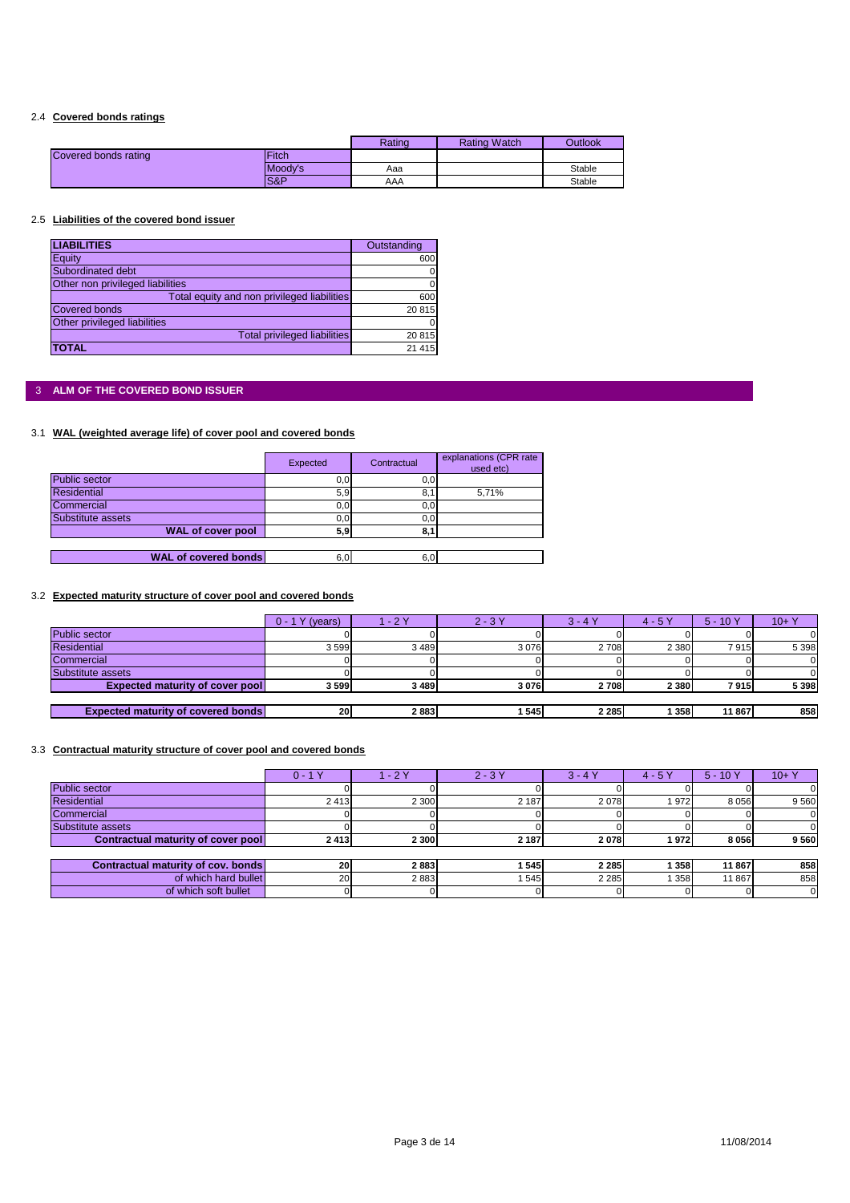### 2.4 Covered bonds ratings

| | | Rating | Rating Watch | Outlook |
|---|---|---|---|---|
| Covered bonds rating | Fitch | | | |
| | Moody's | Aaa | | Stable |
| | S&P | AAA | | Stable |

### 2.5 Liabilities of the covered bond issuer

| LIABILITIES | Outstanding |
|---|---|
| Equity | 600 |
| Subordinated debt | 0 |
| Other non privileged liabilities | 0 |
| Total equity and non privileged liabilities | 600 |
| Covered bonds | 20 815 |
| Other privileged liabilities | 0 |
| Total privileged liabilities | 20 815 |
| **TOTAL** | 21 415 |

## 3 ALM OF THE COVERED BOND ISSUER

### 3.1 WAL (weighted average life) of cover pool and covered bonds

| | Expected | Contractual | explanations (CPR rate used etc) |
|---|---|---|---|
| Public sector | 0,0 | 0,0 | |
| Residential | 5,9 | 8,1 | 5,71% |
| Commercial | 0,0 | 0,0 | |
| Substitute assets | 0,0 | 0,0 | |
| **WAL of cover pool** | **5,9** | **8,1** | |
| **WAL of covered bonds** | 6,0 | 6,0 | |

### 3.2 Expected maturity structure of cover pool and covered bonds

| | 0 - 1 Y (years) | 1 - 2 Y | 2 - 3 Y | 3 - 4 Y | 4 - 5 Y | 5 - 10 Y | 10+ Y |
|---|---|---|---|---|---|---|---|
| Public sector | 0 | 0 | 0 | 0 | 0 | 0 | 0 |
| Residential | 3 599 | 3 489 | 3 076 | 2 708 | 2 380 | 7 915 | 5 398 |
| Commercial | 0 | 0 | 0 | 0 | 0 | 0 | 0 |
| Substitute assets | 0 | 0 | 0 | 0 | 0 | 0 | 0 |
| **Expected maturity of cover pool** | **3 599** | **3 489** | **3 076** | **2 708** | **2 380** | **7 915** | **5 398** |
| **Expected maturity of covered bonds** | **20** | **2 883** | **1 545** | **2 285** | **1 358** | **11 867** | **858** |

### 3.3 Contractual maturity structure of cover pool and covered bonds

| | 0 - 1 Y | 1 - 2 Y | 2 - 3 Y | 3 - 4 Y | 4 - 5 Y | 5 - 10 Y | 10+ Y |
|---|---|---|---|---|---|---|---|
| Public sector | 0 | 0 | 0 | 0 | 0 | 0 | 0 |
| Residential | 2 413 | 2 300 | 2 187 | 2 078 | 1 972 | 8 056 | 9 560 |
| Commercial | 0 | 0 | 0 | 0 | 0 | 0 | 0 |
| Substitute assets | 0 | 0 | 0 | 0 | 0 | 0 | 0 |
| **Contractual maturity of cover pool** | **2 413** | **2 300** | **2 187** | **2 078** | **1 972** | **8 056** | **9 560** |
| **Contractual maturity of cov. bonds** | **20** | **2 883** | **1 545** | **2 285** | **1 358** | **11 867** | **858** |
| of which hard bullet | 20 | 2 883 | 1 545 | 2 285 | 1 358 | 11 867 | 858 |
| of which soft bullet | 0 | 0 | 0 | 0 | 0 | 0 | 0 |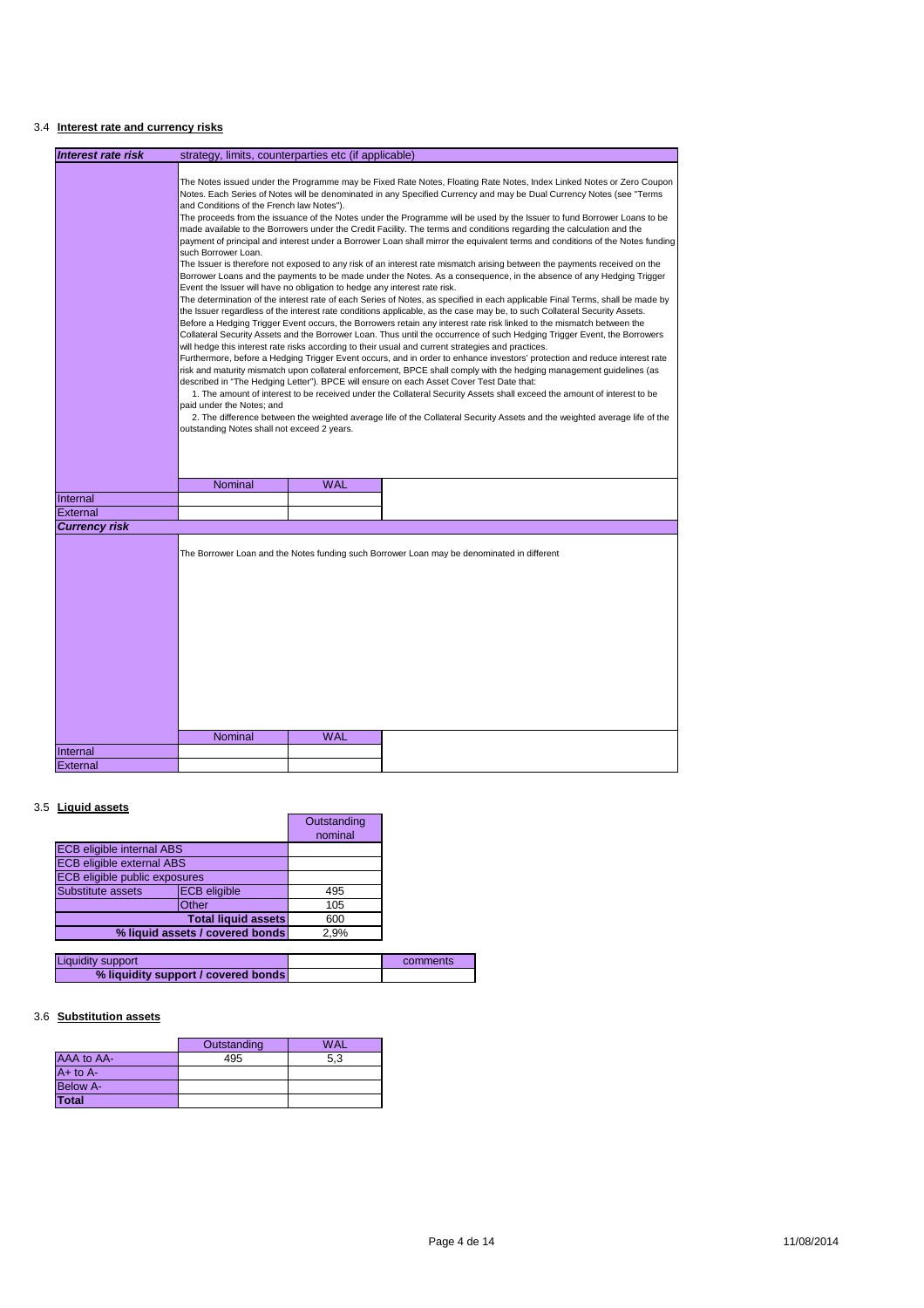## 3.4 Interest rate and currency risks

| *Interest rate risk* | strategy, limits, counterparties etc (if applicable) | | |
|---|---|---|---|
| | The Notes issued under the Programme may be Fixed Rate Notes, Floating Rate Notes, Index Linked Notes or Zero Coupon Notes. Each Series of Notes will be denominated in any Specified Currency and may be Dual Currency Notes (see "Terms and Conditions of the French law Notes"). The proceeds from the issuance of the Notes under the Programme will be used by the Issuer to fund Borrower Loans to be made available to the Borrowers under the Credit Facility. The terms and conditions regarding the calculation and the payment of principal and interest under a Borrower Loan shall mirror the equivalent terms and conditions of the Notes funding such Borrower Loan. The Issuer is therefore not exposed to any risk of an interest rate mismatch arising between the payments received on the Borrower Loans and the payments to be made under the Notes. As a consequence, in the absence of any Hedging Trigger Event the Issuer will have no obligation to hedge any interest rate risk. The determination of the interest rate of each Series of Notes, as specified in each applicable Final Terms, shall be made by the Issuer regardless of the interest rate conditions applicable, as the case may be, to such Collateral Security Assets. Before a Hedging Trigger Event occurs, the Borrowers retain any interest rate risk linked to the mismatch between the Collateral Security Assets and the Borrower Loan. Thus until the occurrence of such Hedging Trigger Event, the Borrowers will hedge this interest rate risks according to their usual and current strategies and practices. Furthermore, before a Hedging Trigger Event occurs, and in order to enhance investors' protection and reduce interest rate risk and maturity mismatch upon collateral enforcement, BPCE shall comply with the hedging management guidelines (as described in "The Hedging Letter"). BPCE will ensure on each Asset Cover Test Date that: 1. The amount of interest to be received under the Collateral Security Assets shall exceed the amount of interest to be paid under the Notes; and 2. The difference between the weighted average life of the Collateral Security Assets and the weighted average life of the outstanding Notes shall not exceed 2 years. | | |
| | Nominal | WAL | |
| Internal | | | |
| External | | | |
| ***Currency risk*** | | | |
| | The Borrower Loan and the Notes funding such Borrower Loan may be denominated in different | | |
| | Nominal | WAL | |
| Internal | | | |
| External | | | |

## 3.5 Liquid assets

| | | Outstanding nominal |
|---|---|---|
| ECB eligible internal ABS | | |
| ECB eligible external ABS | | |
| ECB eligible public exposures | | |
| Substitute assets | ECB eligible | 495 |
| | Other | 105 |
| | **Total liquid assets** | 600 |
| | **% liquid assets / covered bonds** | 2,9% |

| Liquidity support | | comments |
|---|---|---|
| **% liquidity support / covered bonds** | | |

## 3.6 Substitution assets

| | Outstanding | WAL |
|---|---|---|
| AAA to AA- | 495 | 5,3 |
| A+ to A- | | |
| Below A- | | |
| **Total** | | |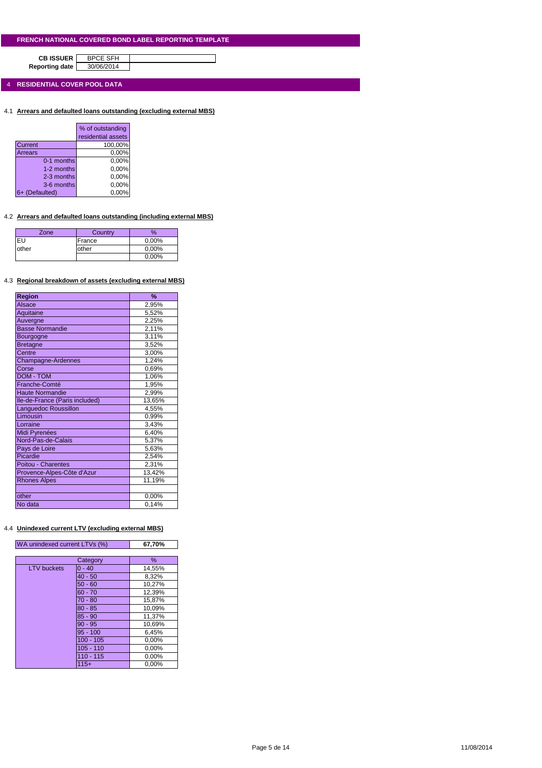# FRENCH NATIONAL COVERED BOND LABEL REPORTING TEMPLATE

| | |
|---|---|
| **CB ISSUER** | BPCE SFH |
| **Reporting date** | 30/06/2014 |

## 4 RESIDENTIAL COVER POOL DATA

### 4.1 Arrears and defaulted loans outstanding (excluding external MBS)

| | % of outstanding residential assets |
|---|---|
| Current | 100,00% |
| Arrears | 0,00% |
| 0-1 months | 0,00% |
| 1-2 months | 0,00% |
| 2-3 months | 0,00% |
| 3-6 months | 0,00% |
| 6+ (Defaulted) | 0,00% |

### 4.2 Arrears and defaulted loans outstanding (including external MBS)

| Zone | Country | % |
|---|---|---|
| EU | France | 0,00% |
| other | other | 0,00% |
| | | 0,00% |

### 4.3 Regional breakdown of assets (excluding external MBS)

| Region | % |
|---|---|
| Alsace | 2,95% |
| Aquitaine | 5,52% |
| Auvergne | 2,25% |
| Basse Normandie | 2,11% |
| Bourgogne | 3,11% |
| Bretagne | 3,52% |
| Centre | 3,00% |
| Champagne-Ardennes | 1,24% |
| Corse | 0,69% |
| DOM - TOM | 1,06% |
| Franche-Comté | 1,95% |
| Haute Normandie | 2,99% |
| Ile-de-France (Paris included) | 13,65% |
| Languedoc Roussillon | 4,55% |
| Limousin | 0,99% |
| Lorraine | 3,43% |
| Midi Pyrénées | 6,40% |
| Nord-Pas-de-Calais | 5,37% |
| Pays de Loire | 5,63% |
| Picardie | 2,54% |
| Poitou - Charentes | 2,31% |
| Provence-Alpes-Côte d'Azur | 13,42% |
| Rhones Alpes | 11,19% |
| | |
| other | 0,00% |
| No data | 0,14% |

### 4.4 Unindexed current LTV (excluding external MBS)

| WA unindexed current LTVs (%) | **67,70%** |
|---|---|

| | Category | % |
|---|---|---|
| LTV buckets | 0 - 40 | 14,55% |
| | 40 - 50 | 8,32% |
| | 50 - 60 | 10,27% |
| | 60 - 70 | 12,39% |
| | 70 - 80 | 15,87% |
| | 80 - 85 | 10,09% |
| | 85 - 90 | 11,37% |
| | 90 - 95 | 10,69% |
| | 95 - 100 | 6,45% |
| | 100 - 105 | 0,00% |
| | 105 - 110 | 0,00% |
| | 110 - 115 | 0,00% |
| | 115+ | 0,00% |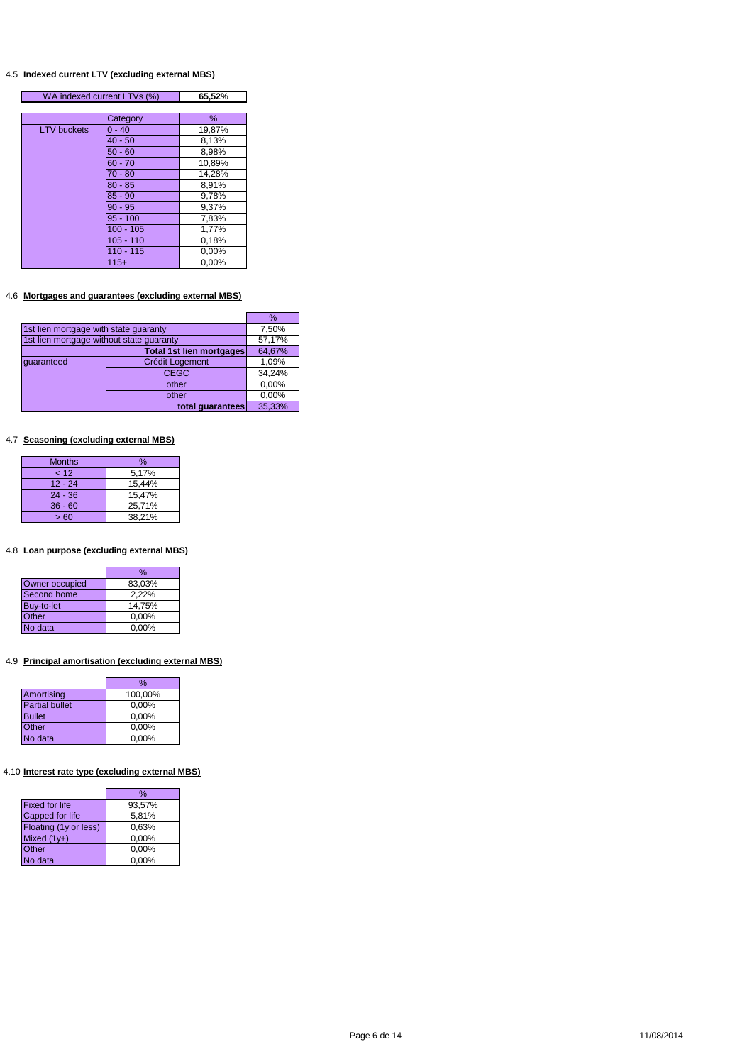## 4.5 Indexed current LTV (excluding external MBS)

| WA indexed current LTVs (%) | **65,52%** |
|---|---|

| | Category | % |
|---|---|---|
| LTV buckets | 0 - 40 | 19,87% |
| | 40 - 50 | 8,13% |
| | 50 - 60 | 8,98% |
| | 60 - 70 | 10,89% |
| | 70 - 80 | 14,28% |
| | 80 - 85 | 8,91% |
| | 85 - 90 | 9,78% |
| | 90 - 95 | 9,37% |
| | 95 - 100 | 7,83% |
| | 100 - 105 | 1,77% |
| | 105 - 110 | 0,18% |
| | 110 - 115 | 0,00% |
| | 115+ | 0,00% |

## 4.6 Mortgages and guarantees (excluding external MBS)

| | | % |
|---|---|---|
| 1st lien mortgage with state guaranty | | 7,50% |
| 1st lien mortgage without state guaranty | | 57,17% |
| | **Total 1st lien mortgages** | 64,67% |
| guaranteed | Crédit Logement | 1,09% |
| | CEGC | 34,24% |
| | other | 0,00% |
| | other | 0,00% |
| | **total guarantees** | 35,33% |

## 4.7 Seasoning (excluding external MBS)

| Months | % |
|---|---|
| < 12 | 5,17% |
| 12 - 24 | 15,44% |
| 24 - 36 | 15,47% |
| 36 - 60 | 25,71% |
| > 60 | 38,21% |

## 4.8 Loan purpose (excluding external MBS)

| | % |
|---|---|
| Owner occupied | 83,03% |
| Second home | 2,22% |
| Buy-to-let | 14,75% |
| Other | 0,00% |
| No data | 0,00% |

## 4.9 Principal amortisation (excluding external MBS)

| | % |
|---|---|
| Amortising | 100,00% |
| Partial bullet | 0,00% |
| Bullet | 0,00% |
| Other | 0,00% |
| No data | 0,00% |

## 4.10 Interest rate type (excluding external MBS)

| | % |
|---|---|
| Fixed for life | 93,57% |
| Capped for life | 5,81% |
| Floating (1y or less) | 0,63% |
| Mixed (1y+) | 0,00% |
| Other | 0,00% |
| No data | 0,00% |

11/08/2014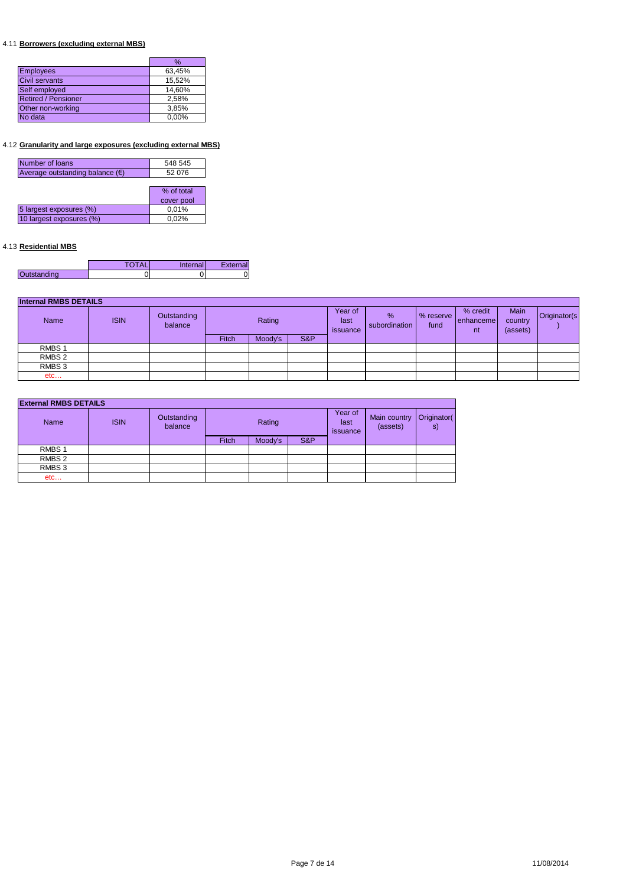4.11 **Borrowers (excluding external MBS)**

| | % |
|---|---|
| Employees | 63,45% |
| Civil servants | 15,52% |
| Self employed | 14,60% |
| Retired / Pensioner | 2,58% |
| Other non-working | 3,85% |
| No data | 0,00% |

4.12 **Granularity and large exposures (excluding external MBS)**

| | |
|---|---|
| Number of loans | 548 545 |
| Average outstanding balance (€) | 52 076 |

| | % of total cover pool |
|---|---|
| 5 largest exposures (%) | 0,01% |
| 10 largest exposures (%) | 0,02% |

4.13 **Residential MBS**

| | TOTAL | Internal | External |
|---|---|---|---|
| Outstanding | 0 | 0 | 0 |

**Internal RMBS DETAILS**

| Name | ISIN | Outstanding balance | Rating | | | Year of last issuance | % subordination | % reserve fund | % credit enhancement | Main country (assets) | Originator(s) |
|---|---|---|---|---|---|---|---|---|---|---|---|
| | | | Fitch | Moody's | S&P | | | | | | |
| RMBS 1 | | | | | | | | | | | |
| RMBS 2 | | | | | | | | | | | |
| RMBS 3 | | | | | | | | | | | |
| etc… | | | | | | | | | | | |

**External RMBS DETAILS**

| Name | ISIN | Outstanding balance | Rating | | | Year of last issuance | Main country (assets) | Originator(s) |
|---|---|---|---|---|---|---|---|---|
| | | | Fitch | Moody's | S&P | | | |
| RMBS 1 | | | | | | | | |
| RMBS 2 | | | | | | | | |
| RMBS 3 | | | | | | | | |
| etc… | | | | | | | | |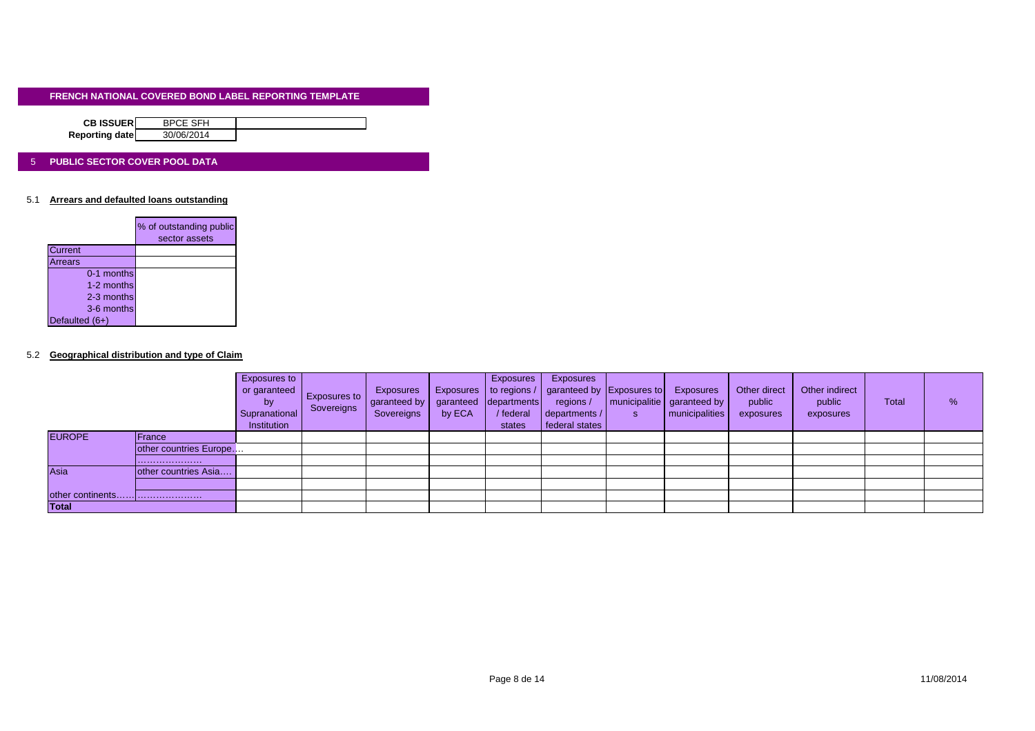## FRENCH NATIONAL COVERED BOND LABEL REPORTING TEMPLATE

| | |
|---|---|
| **CB ISSUER** | BPCE SFH |
| **Reporting date** | 30/06/2014 |

## 5 PUBLIC SECTOR COVER POOL DATA

### 5.1 Arrears and defaulted loans outstanding

| | % of outstanding public sector assets |
|---|---|
| Current | |
| Arrears | |
| 0-1 months | |
| 1-2 months | |
| 2-3 months | |
| 3-6 months | |
| Defaulted (6+) | |

### 5.2 Geographical distribution and type of Claim

| | | Exposures to or garanteed by Supranational Institution | Exposures to Sovereigns | Exposures garanteed by Sovereigns | Exposures garanteed by ECA | Exposures to regions / departments / federal states | Exposures garanteed by regions / departments / federal states | Exposures to municipalities | Exposures garanteed by municipalities | Other direct public exposures | Other indirect public exposures | Total | % |
|---|---|---|---|---|---|---|---|---|---|---|---|---|---|
| EUROPE | France | | | | | | | | | | | | |
| | other countries Europe…. | | | | | | | | | | | | |
| | ………………… | | | | | | | | | | | | |
| Asia | other countries Asia…. | | | | | | | | | | | | |
| | | | | | | | | | | | | | |
| other continents…… | ………………… | | | | | | | | | | | | |
| **Total** | | | | | | | | | | | | | |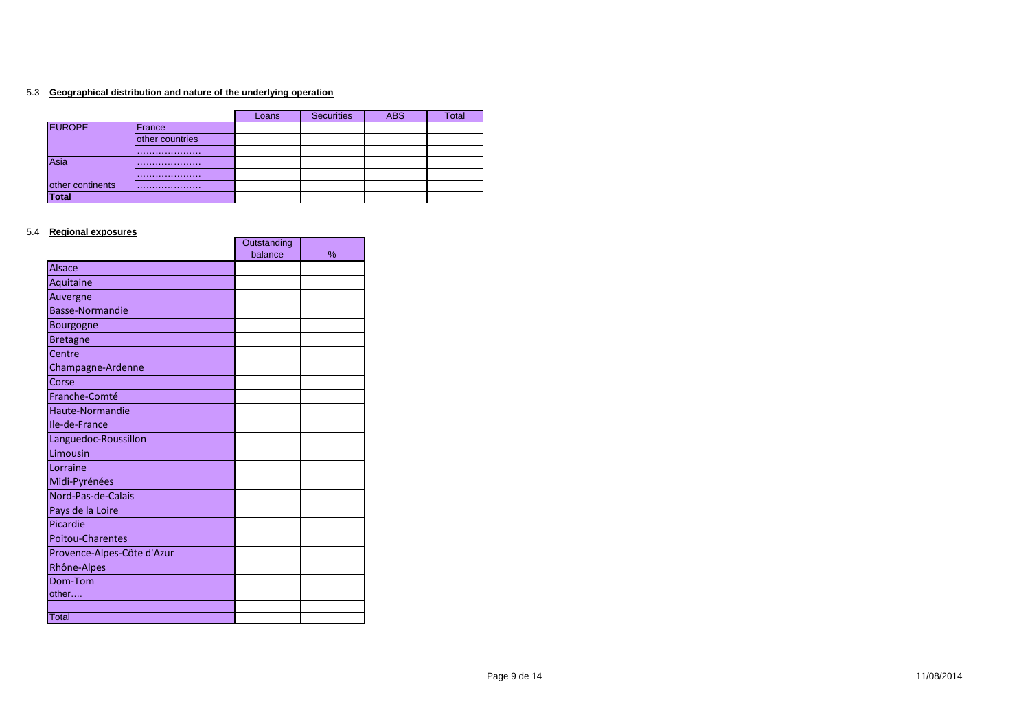5.3 **Geographical distribution and nature of the underlying operation**

| | | Loans | Securities | ABS | Total |
|---|---|---|---|---|---|
| EUROPE | France | | | | |
| | other countries | | | | |
| | ………………… | | | | |
| Asia | ………………… | | | | |
| | ………………… | | | | |
| other continents | ………………… | | | | |
| **Total** | | | | | |

5.4 **Regional exposures**

| | Outstanding balance | % |
|---|---|---|
| Alsace | | |
| Aquitaine | | |
| Auvergne | | |
| Basse-Normandie | | |
| Bourgogne | | |
| Bretagne | | |
| Centre | | |
| Champagne-Ardenne | | |
| Corse | | |
| Franche-Comté | | |
| Haute-Normandie | | |
| Ile-de-France | | |
| Languedoc-Roussillon | | |
| Limousin | | |
| Lorraine | | |
| Midi-Pyrénées | | |
| Nord-Pas-de-Calais | | |
| Pays de la Loire | | |
| Picardie | | |
| Poitou-Charentes | | |
| Provence-Alpes-Côte d'Azur | | |
| Rhône-Alpes | | |
| Dom-Tom | | |
| other…. | | |
| | | |
| Total | | |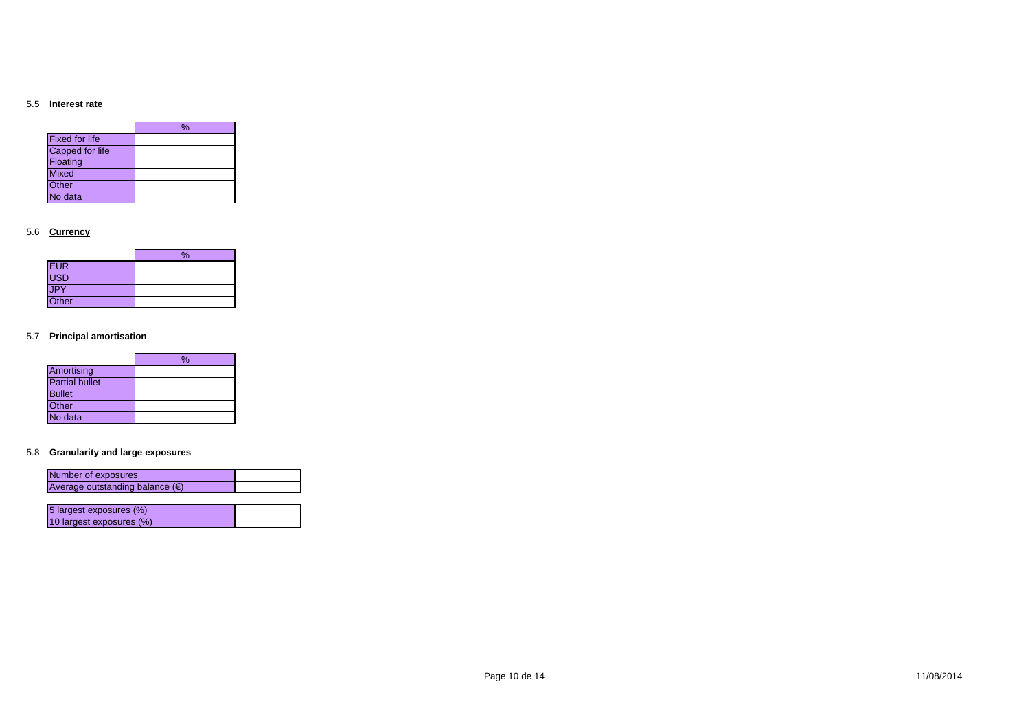## 5.5 Interest rate

| | % |
|---|---|
| Fixed for life | |
| Capped for life | |
| Floating | |
| Mixed | |
| Other | |
| No data | |

## 5.6 Currency

| | % |
|---|---|
| EUR | |
| USD | |
| JPY | |
| Other | |

## 5.7 Principal amortisation

| | % |
|---|---|
| Amortising | |
| Partial bullet | |
| Bullet | |
| Other | |
| No data | |

## 5.8 Granularity and large exposures

| | |
|---|---|
| Number of exposures | |
| Average outstanding balance (€) | |

| | |
|---|---|
| 5 largest exposures (%) | |
| 10 largest exposures (%) | |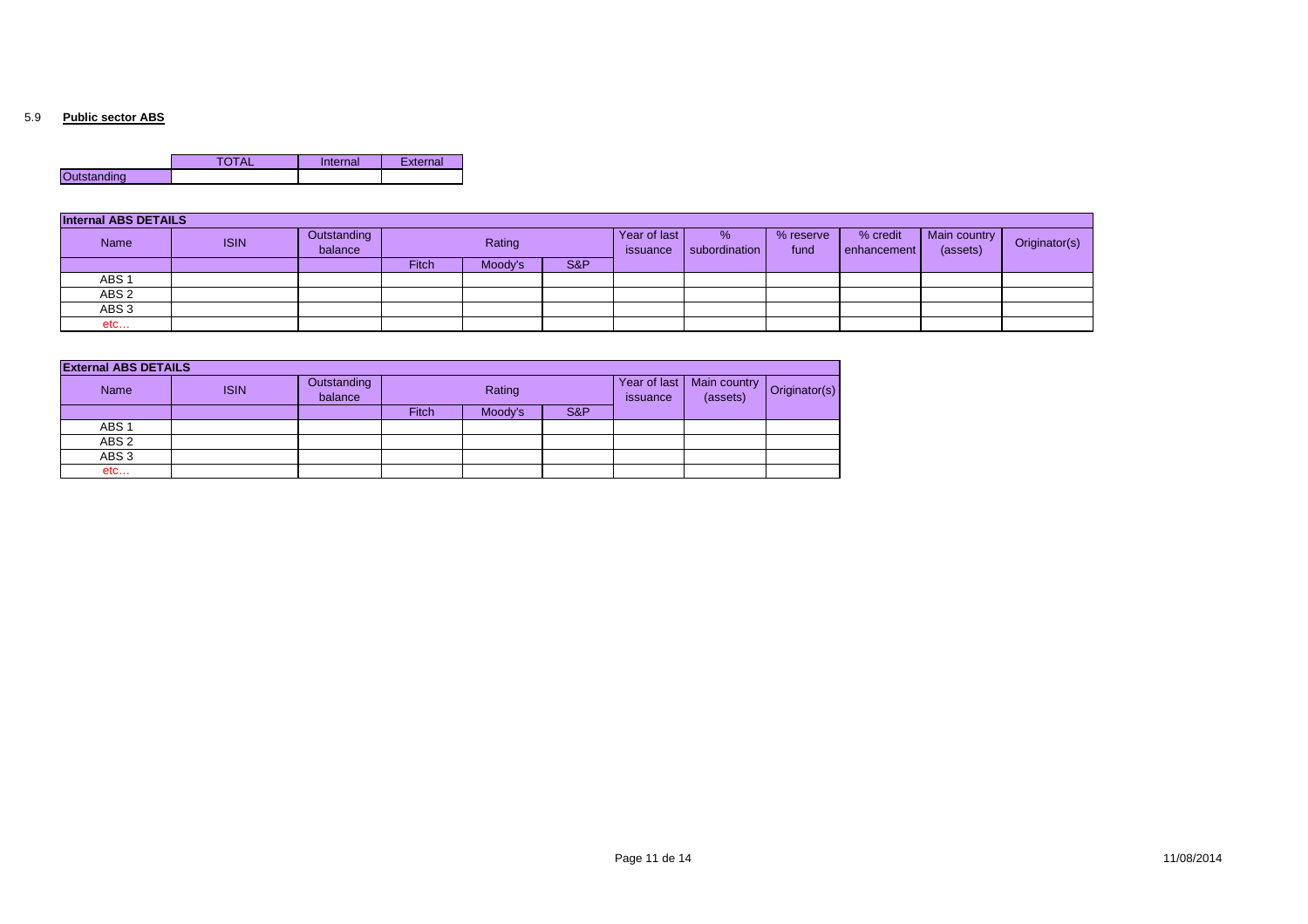5.9 **Public sector ABS**

| | TOTAL | Internal | External |
|---|---|---|---|
| Outstanding | | | |

| Internal ABS DETAILS | | | | | | | | | | | |
|---|---|---|---|---|---|---|---|---|---|---|---|
| Name | ISIN | Outstanding balance | Rating | | | Year of last issuance | % subordination | % reserve fund | % credit enhancement | Main country (assets) | Originator(s) |
| | | | Fitch | Moody's | S&P | | | | | | |
| ABS 1 | | | | | | | | | | | |
| ABS 2 | | | | | | | | | | | |
| ABS 3 | | | | | | | | | | | |
| etc… | | | | | | | | | | | |

| External ABS DETAILS | | | | | | | | |
|---|---|---|---|---|---|---|---|---|
| Name | ISIN | Outstanding balance | Rating | | | Year of last issuance | Main country (assets) | Originator(s) |
| | | | Fitch | Moody's | S&P | | | |
| ABS 1 | | | | | | | | |
| ABS 2 | | | | | | | | |
| ABS 3 | | | | | | | | |
| etc… | | | | | | | | |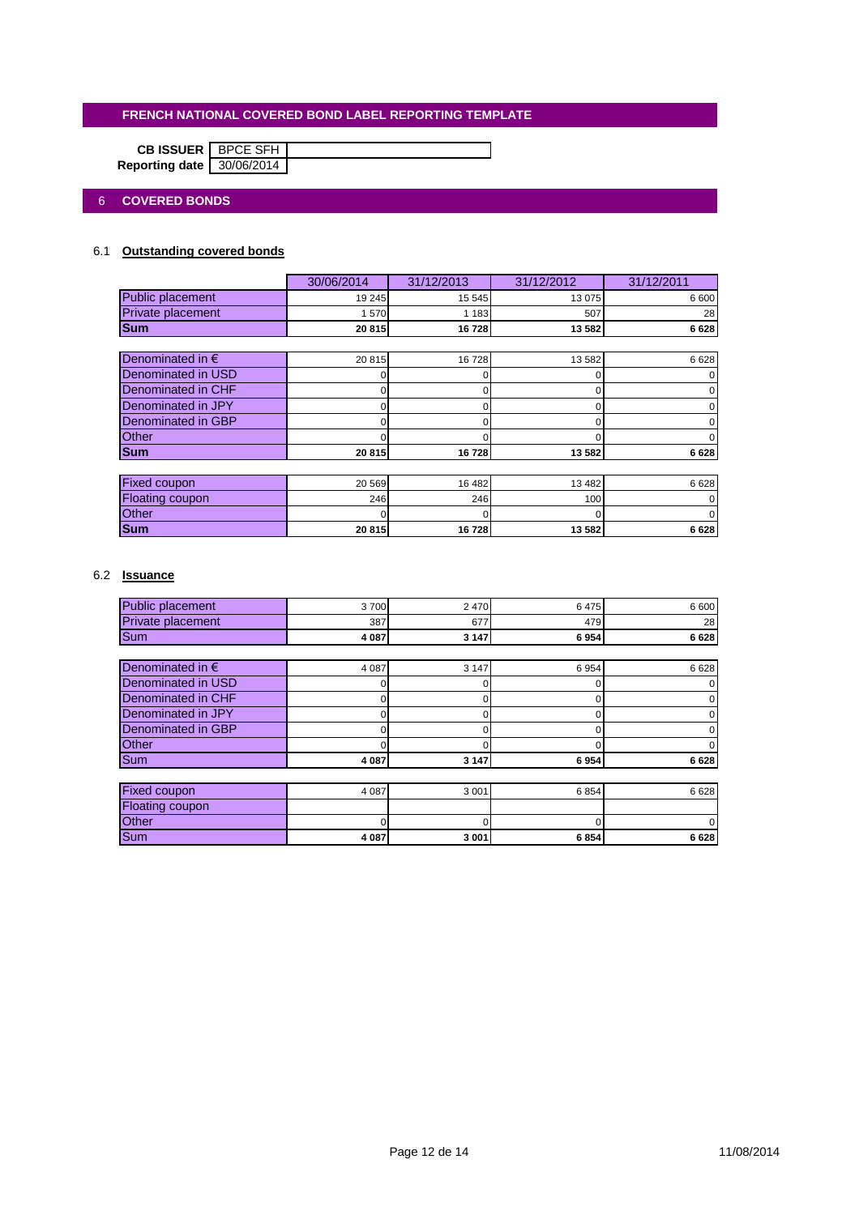## FRENCH NATIONAL COVERED BOND LABEL REPORTING TEMPLATE

**CB ISSUER** BPCE SFH
**Reporting date** 30/06/2014

## 6 COVERED BONDS

### 6.1 Outstanding covered bonds

| | 30/06/2014 | 31/12/2013 | 31/12/2012 | 31/12/2011 |
|---|---|---|---|---|
| Public placement | 19 245 | 15 545 | 13 075 | 6 600 |
| Private placement | 1 570 | 1 183 | 507 | 28 |
| **Sum** | **20 815** | **16 728** | **13 582** | **6 628** |

| | 30/06/2014 | 31/12/2013 | 31/12/2012 | 31/12/2011 |
|---|---|---|---|---|
| Denominated in € | 20 815 | 16 728 | 13 582 | 6 628 |
| Denominated in USD | 0 | 0 | 0 | 0 |
| Denominated in CHF | 0 | 0 | 0 | 0 |
| Denominated in JPY | 0 | 0 | 0 | 0 |
| Denominated in GBP | 0 | 0 | 0 | 0 |
| Other | 0 | 0 | 0 | 0 |
| **Sum** | **20 815** | **16 728** | **13 582** | **6 628** |

| | 30/06/2014 | 31/12/2013 | 31/12/2012 | 31/12/2011 |
|---|---|---|---|---|
| Fixed coupon | 20 569 | 16 482 | 13 482 | 6 628 |
| Floating coupon | 246 | 246 | 100 | 0 |
| Other | 0 | 0 | 0 | 0 |
| **Sum** | **20 815** | **16 728** | **13 582** | **6 628** |

### 6.2 Issuance

| | 30/06/2014 | 31/12/2013 | 31/12/2012 | 31/12/2011 |
|---|---|---|---|---|
| Public placement | 3 700 | 2 470 | 6 475 | 6 600 |
| Private placement | 387 | 677 | 479 | 28 |
| Sum | **4 087** | **3 147** | **6 954** | **6 628** |

| | 30/06/2014 | 31/12/2013 | 31/12/2012 | 31/12/2011 |
|---|---|---|---|---|
| Denominated in € | 4 087 | 3 147 | 6 954 | 6 628 |
| Denominated in USD | 0 | 0 | 0 | 0 |
| Denominated in CHF | 0 | 0 | 0 | 0 |
| Denominated in JPY | 0 | 0 | 0 | 0 |
| Denominated in GBP | 0 | 0 | 0 | 0 |
| Other | 0 | 0 | 0 | 0 |
| Sum | **4 087** | **3 147** | **6 954** | **6 628** |

| | 30/06/2014 | 31/12/2013 | 31/12/2012 | 31/12/2011 |
|---|---|---|---|---|
| Fixed coupon | 4 087 | 3 001 | 6 854 | 6 628 |
| Floating coupon | | | | |
| Other | 0 | 0 | 0 | 0 |
| Sum | **4 087** | **3 001** | **6 854** | **6 628** |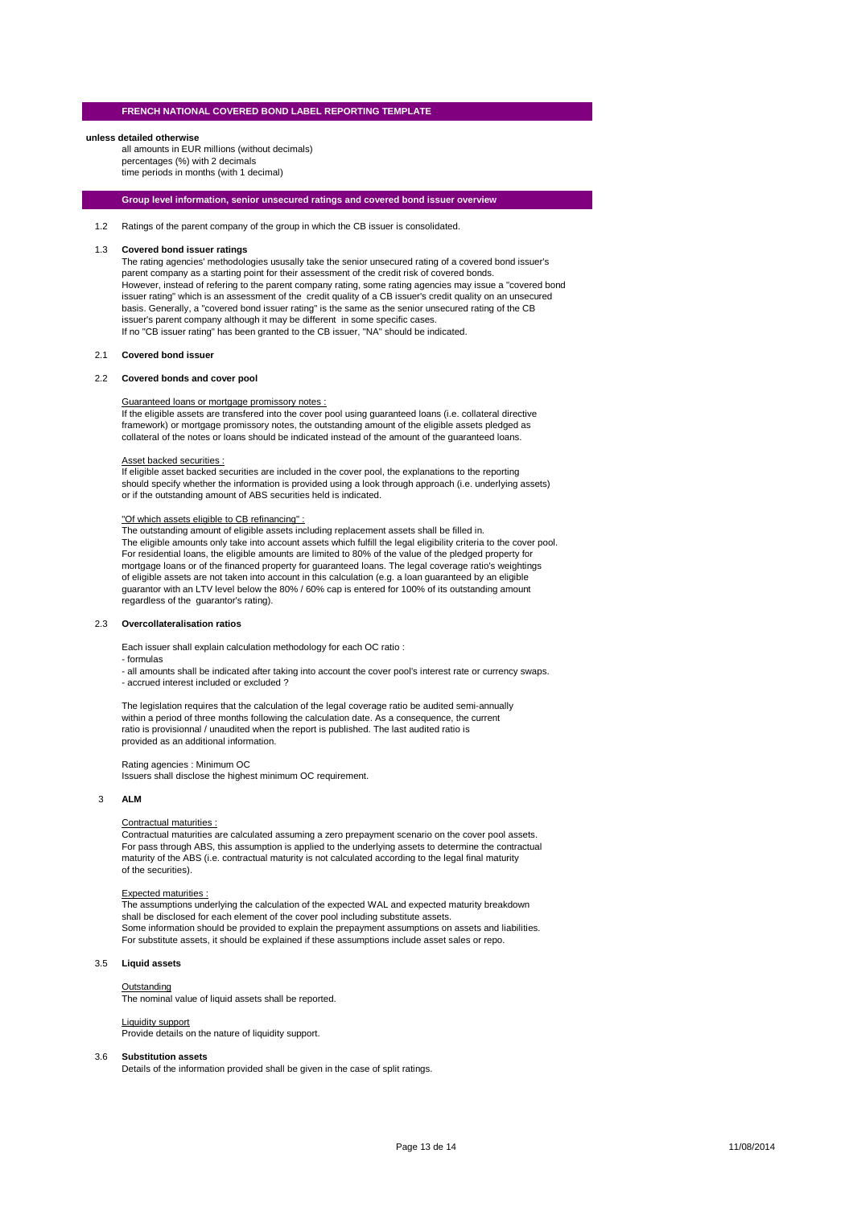## FRENCH NATIONAL COVERED BOND LABEL REPORTING TEMPLATE

**unless detailed otherwise**

all amounts in EUR millions (without decimals)
percentages (%) with 2 decimals
time periods in months (with 1 decimal)

## Group level information, senior unsecured ratings and covered bond issuer overview

1.2 Ratings of the parent company of the group in which the CB issuer is consolidated.

### 1.3 Covered bond issuer ratings

The rating agencies' methodologies ususally take the senior unsecured rating of a covered bond issuer's parent company as a starting point for their assessment of the credit risk of covered bonds.
However, instead of refering to the parent company rating, some rating agencies may issue a "covered bond issuer rating" which is an assessment of the credit quality of a CB issuer's credit quality on an unsecured basis. Generally, a "covered bond issuer rating" is the same as the senior unsecured rating of the CB issuer's parent company although it may be different in some specific cases.
If no "CB issuer rating" has been granted to the CB issuer, "NA" should be indicated.

### 2.1 Covered bond issuer

### 2.2 Covered bonds and cover pool

Guaranteed loans or mortgage promissory notes :

If the eligible assets are transfered into the cover pool using guaranteed loans (i.e. collateral directive framework) or mortgage promissory notes, the outstanding amount of the eligible assets pledged as collateral of the notes or loans should be indicated instead of the amount of the guaranteed loans.

Asset backed securities :

If eligible asset backed securities are included in the cover pool, the explanations to the reporting should specify whether the information is provided using a look through approach (i.e. underlying assets) or if the outstanding amount of ABS securities held is indicated.

"Of which assets eligible to CB refinancing" :

The outstanding amount of eligible assets including replacement assets shall be filled in.
The eligible amounts only take into account assets which fulfill the legal eligibility criteria to the cover pool.
For residential loans, the eligible amounts are limited to 80% of the value of the pledged property for mortgage loans or of the financed property for guaranteed loans. The legal coverage ratio's weightings of eligible assets are not taken into account in this calculation (e.g. a loan guaranteed by an eligible guarantor with an LTV level below the 80% / 60% cap is entered for 100% of its outstanding amount regardless of the guarantor's rating).

### 2.3 Overcollateralisation ratios

Each issuer shall explain calculation methodology for each OC ratio :

- formulas
- all amounts shall be indicated after taking into account the cover pool's interest rate or currency swaps.
- accrued interest included or excluded ?

The legislation requires that the calculation of the legal coverage ratio be audited semi-annually within a period of three months following the calculation date. As a consequence, the current ratio is provisionnal / unaudited when the report is published. The last audited ratio is provided as an additional information.

Rating agencies : Minimum OC
Issuers shall disclose the highest minimum OC requirement.

### 3 ALM

Contractual maturities :

Contractual maturities are calculated assuming a zero prepayment scenario on the cover pool assets.
For pass through ABS, this assumption is applied to the underlying assets to determine the contractual maturity of the ABS (i.e. contractual maturity is not calculated according to the legal final maturity of the securities).

Expected maturities :

The assumptions underlying the calculation of the expected WAL and expected maturity breakdown shall be disclosed for each element of the cover pool including substitute assets.
Some information should be provided to explain the prepayment assumptions on assets and liabilities.
For substitute assets, it should be explained if these assumptions include asset sales or repo.

### 3.5 Liquid assets

Outstanding

The nominal value of liquid assets shall be reported.

Liquidity support

Provide details on the nature of liquidity support.

### 3.6 Substitution assets

Details of the information provided shall be given in the case of split ratings.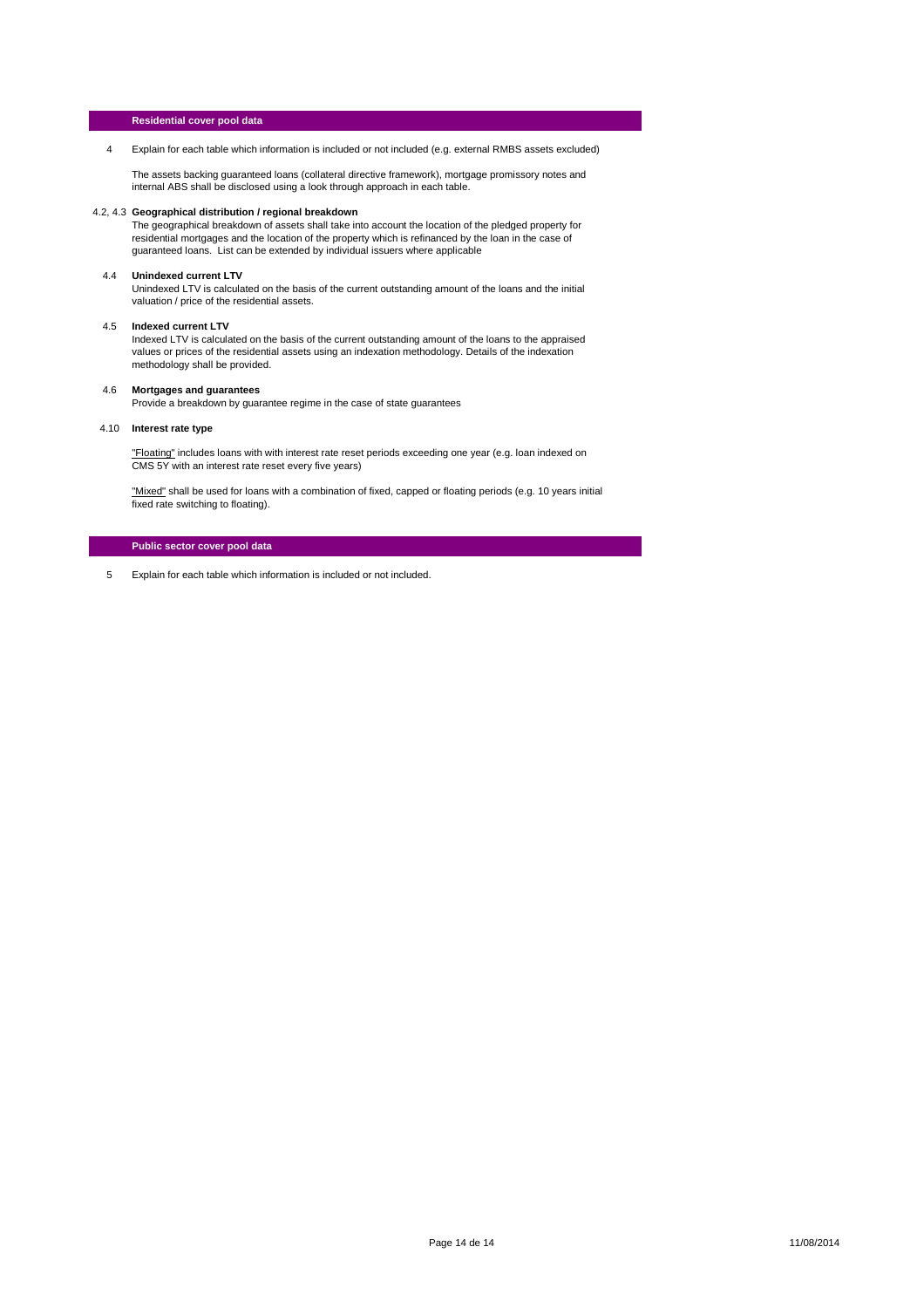## Residential cover pool data

4 Explain for each table which information is included or not included (e.g. external RMBS assets excluded)

The assets backing guaranteed loans (collateral directive framework), mortgage promissory notes and internal ABS shall be disclosed using a look through approach in each table.

4.2, 4.3 **Geographical distribution / regional breakdown**

The geographical breakdown of assets shall take into account the location of the pledged property for residential mortgages and the location of the property which is refinanced by the loan in the case of guaranteed loans. List can be extended by individual issuers where applicable

4.4 **Unindexed current LTV**

Unindexed LTV is calculated on the basis of the current outstanding amount of the loans and the initial valuation / price of the residential assets.

4.5 **Indexed current LTV**

Indexed LTV is calculated on the basis of the current outstanding amount of the loans to the appraised values or prices of the residential assets using an indexation methodology. Details of the indexation methodology shall be provided.

4.6 **Mortgages and guarantees**

Provide a breakdown by guarantee regime in the case of state guarantees

4.10 **Interest rate type**

"Floating" includes loans with with interest rate reset periods exceeding one year (e.g. loan indexed on CMS 5Y with an interest rate reset every five years)

"Mixed" shall be used for loans with a combination of fixed, capped or floating periods (e.g. 10 years initial fixed rate switching to floating).

## Public sector cover pool data

5 Explain for each table which information is included or not included.